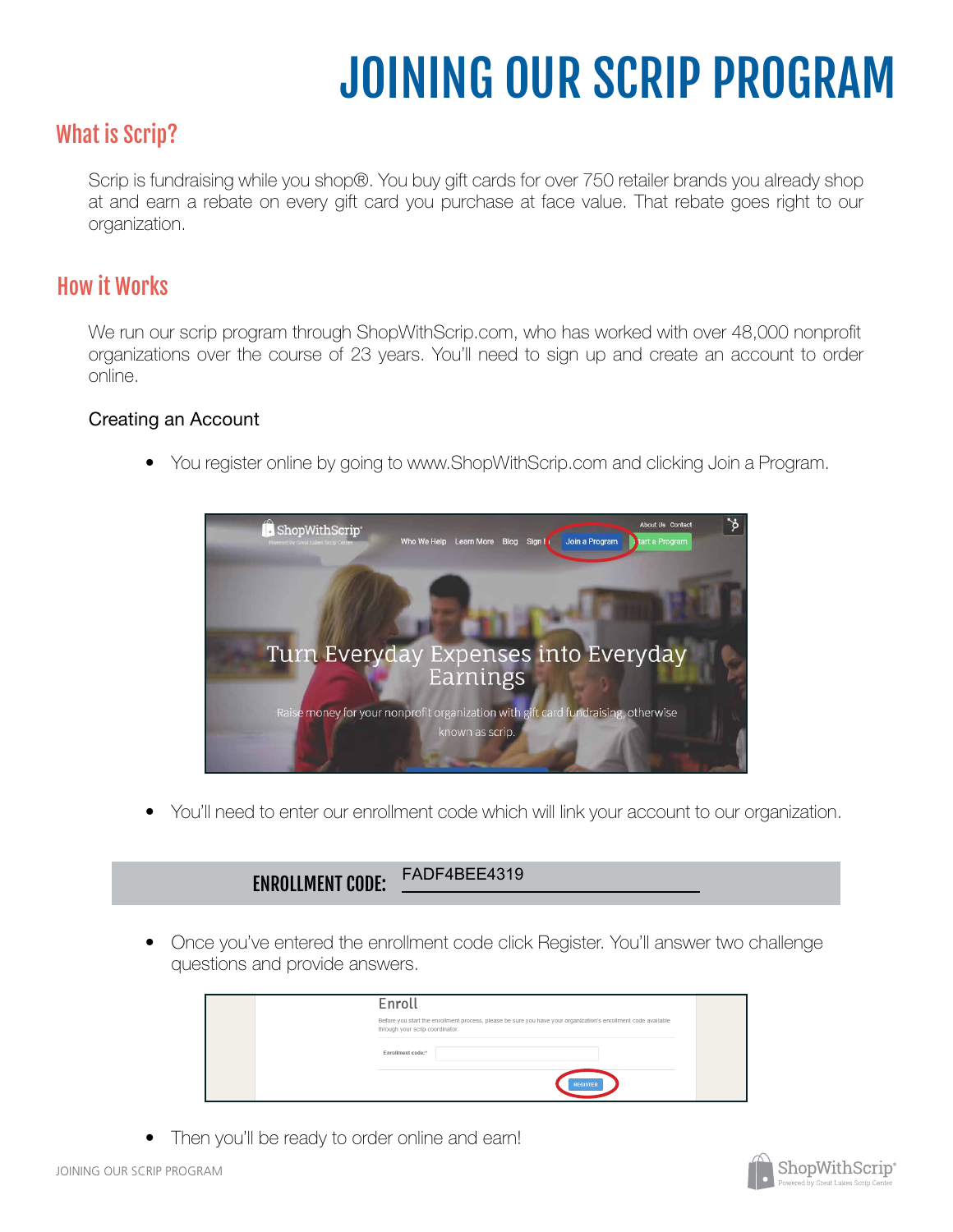# JOINING OUR SCRIP PROGRAM

## What is Scrip?

Scrip is fundraising while you shop®. You buy gift cards for over 750 retailer brands you already shop at and earn a rebate on every gift card you purchase at face value. That rebate goes right to our organization.

## How it Works

We run our scrip program through ShopWithScrip.com, who has worked with over 48,000 nonprofit organizations over the course of 23 years. You'll need to sign up and create an account to order online.

### Creating an Account

- You register online by going to www.ShopWithScrip.com and clicking Join a Program.

- You'll need to enter our enrollment code which will link your account to our organization.

**ENROLLMENT CODE:** FADF4BEE4319

- Once you've entered the enrollment code click Register. You'll answer two challenge questions and provide answers.

- Then you'll be ready to order online and earn!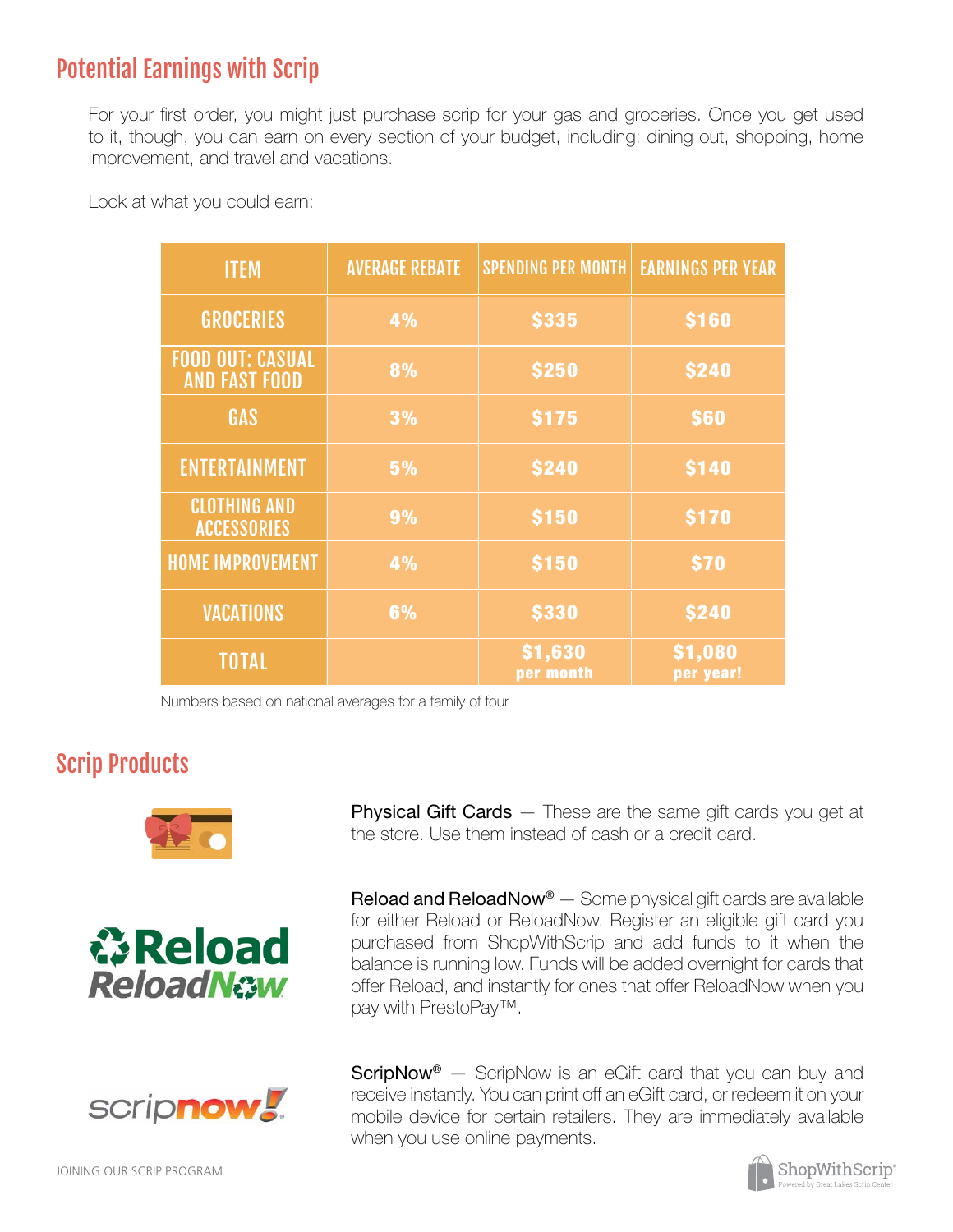## Potential Earnings with Scrip

For your first order, you might just purchase scrip for your gas and groceries. Once you get used to it, though, you can earn on every section of your budget, including: dining out, shopping, home improvement, and travel and vacations.

Look at what you could earn:

| ITEM | AVERAGE REBATE | SPENDING PER MONTH | EARNINGS PER YEAR |
|---|---|---|---|
| GROCERIES | 4% | $335 | $160 |
| FOOD OUT: CASUAL AND FAST FOOD | 8% | $250 | $240 |
| GAS | 3% | $175 | $60 |
| ENTERTAINMENT | 5% | $240 | $140 |
| CLOTHING AND ACCESSORIES | 9% | $150 | $170 |
| HOME IMPROVEMENT | 4% | $150 | $70 |
| VACATIONS | 6% | $330 | $240 |
| TOTAL | | $1,630 per month | $1,080 per year! |

Numbers based on national averages for a family of four

## Scrip Products

Physical Gift Cards — These are the same gift cards you get at the store. Use them instead of cash or a credit card.

Reload and ReloadNow® — Some physical gift cards are available for either Reload or ReloadNow. Register an eligible gift card you purchased from ShopWithScrip and add funds to it when the balance is running low. Funds will be added overnight for cards that offer Reload, and instantly for ones that offer ReloadNow when you pay with PrestoPay™.

ScripNow® — ScripNow is an eGift card that you can buy and receive instantly. You can print off an eGift card, or redeem it on your mobile device for certain retailers. They are immediately available when you use online payments.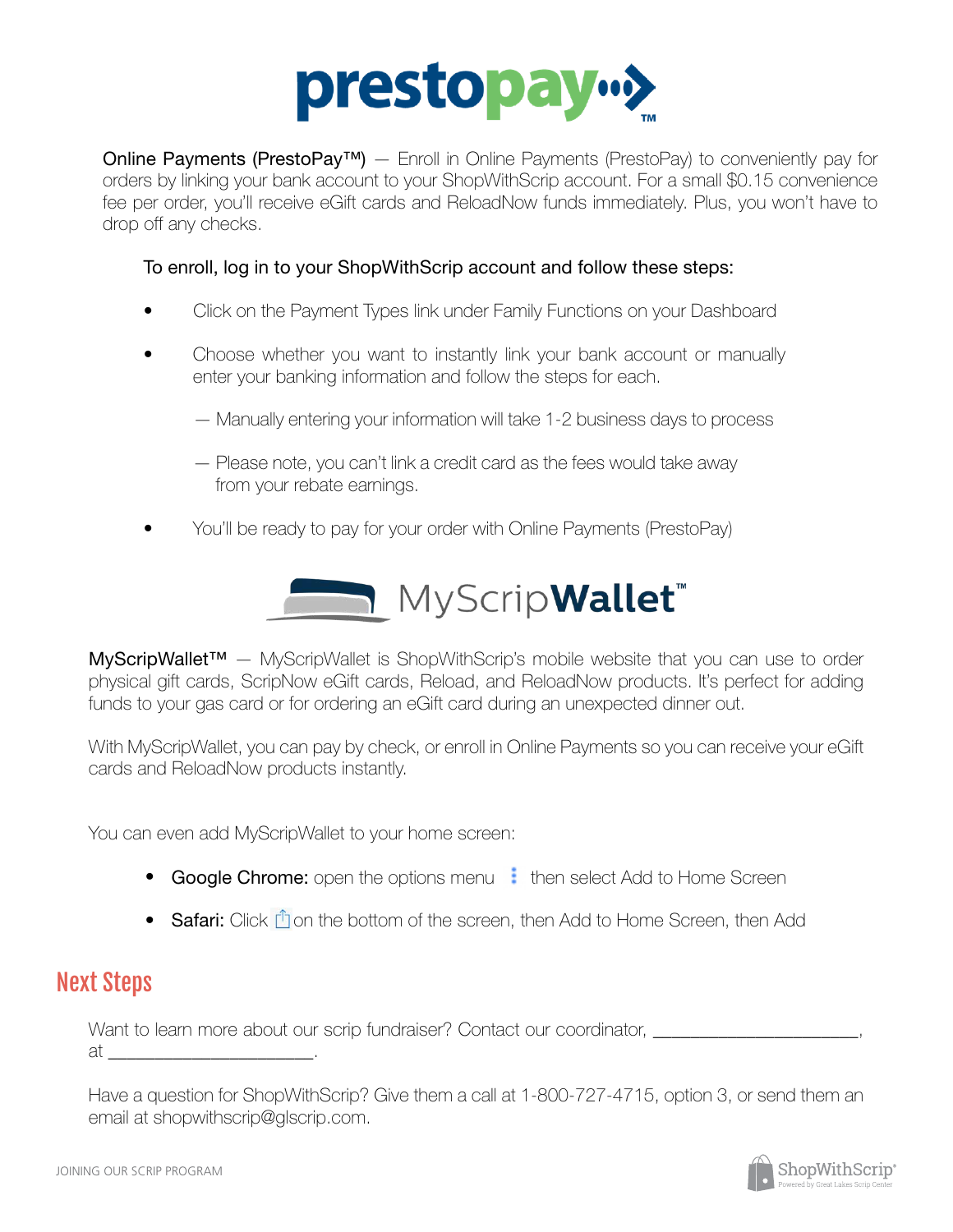# prestopay

**Online Payments (PrestoPay™)** — Enroll in Online Payments (PrestoPay) to conveniently pay for orders by linking your bank account to your ShopWithScrip account. For a small $0.15 convenience fee per order, you'll receive eGift cards and ReloadNow funds immediately. Plus, you won't have to drop off any checks.

To enroll, log in to your ShopWithScrip account and follow these steps:

- Click on the Payment Types link under Family Functions on your Dashboard
- Choose whether you want to instantly link your bank account or manually enter your banking information and follow the steps for each.
  - — Manually entering your information will take 1-2 business days to process
  - — Please note, you can't link a credit card as the fees would take away from your rebate earnings.
- You'll be ready to pay for your order with Online Payments (PrestoPay)

# MyScripWallet™

**MyScripWallet™** — MyScripWallet is ShopWithScrip's mobile website that you can use to order physical gift cards, ScripNow eGift cards, Reload, and ReloadNow products. It's perfect for adding funds to your gas card or for ordering an eGift card during an unexpected dinner out.

With MyScripWallet, you can pay by check, or enroll in Online Payments so you can receive your eGift cards and ReloadNow products instantly.

You can even add MyScripWallet to your home screen:

- **Google Chrome:** open the options menu ⋮ then select Add to Home Screen
- **Safari:** Click on the bottom of the screen, then Add to Home Screen, then Add

## Next Steps

Want to learn more about our scrip fundraiser? Contact our coordinator, ______________________, at ______________________.

Have a question for ShopWithScrip? Give them a call at 1-800-727-4715, option 3, or send them an email at shopwithscrip@glscrip.com.